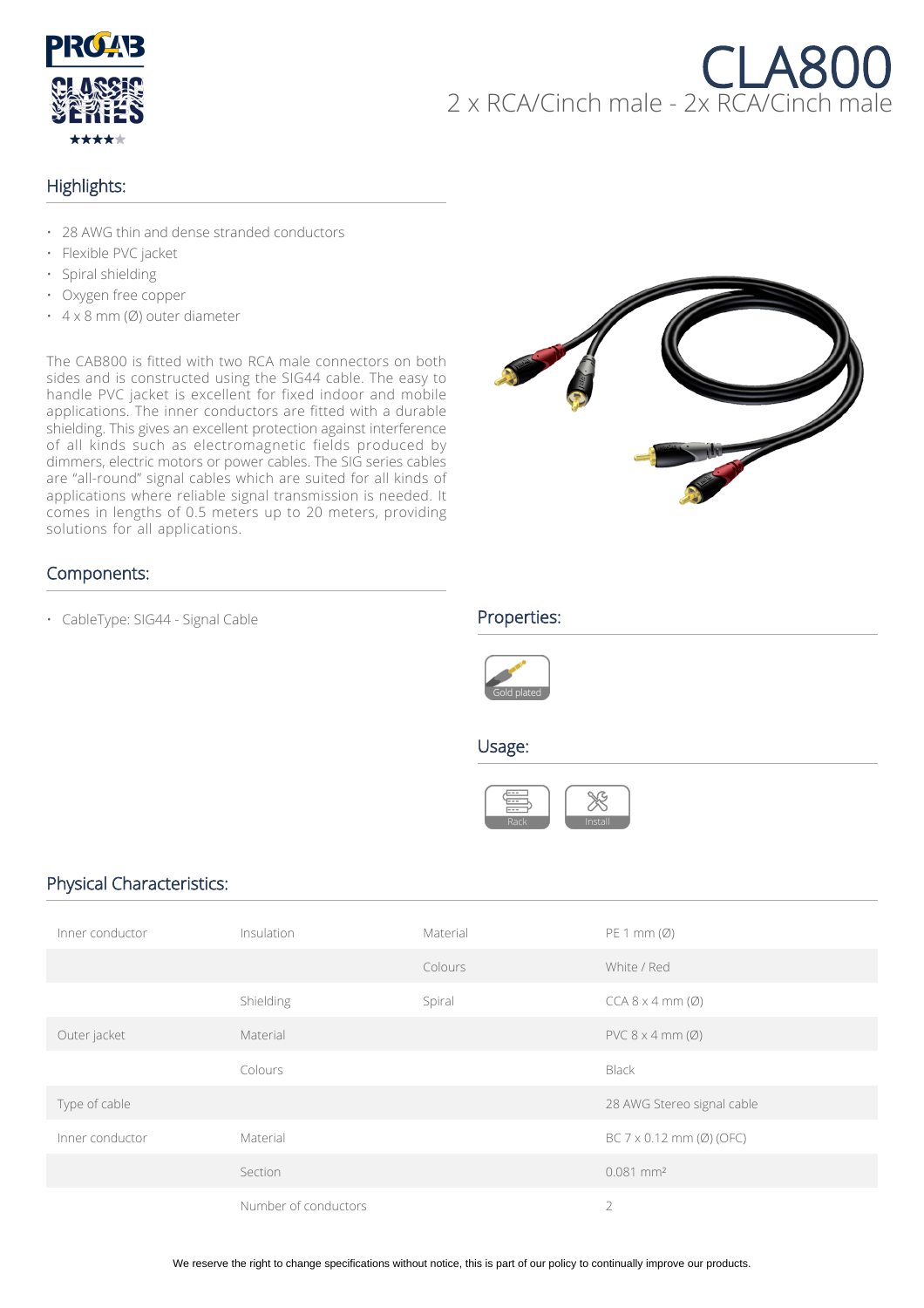# CLA800

## 2 x RCA/Cinch male - 2x RCA/Cinch male

## Highlights:

- 28 AWG thin and dense stranded conductors
- Flexible PVC jacket
- Spiral shielding
- Oxygen free copper
- 4 x 8 mm (Ø) outer diameter

The CAB800 is fitted with two RCA male connectors on both sides and is constructed using the SIG44 cable. The easy to handle PVC jacket is excellent for fixed indoor and mobile applications. The inner conductors are fitted with a durable shielding. This gives an excellent protection against interference of all kinds such as electromagnetic fields produced by dimmers, electric motors or power cables. The SIG series cables are "all-round" signal cables which are suited for all kinds of applications where reliable signal transmission is needed. It comes in lengths of 0.5 meters up to 20 meters, providing solutions for all applications.

## Components:

- CableType: SIG44 - Signal Cable

## Properties:

Gold plated

## Usage:

Rack

Install

## Physical Characteristics:

| | | | |
|---|---|---|---|
| Inner conductor | Insulation | Material | PE 1 mm (Ø) |
| | | Colours | White / Red |
| | Shielding | Spiral | CCA 8 x 4 mm (Ø) |
| Outer jacket | Material | | PVC 8 x 4 mm (Ø) |
| | Colours | | Black |
| Type of cable | | | 28 AWG Stereo signal cable |
| Inner conductor | Material | | BC 7 x 0.12 mm (Ø) (OFC) |
| | Section | | 0.081 mm² |
| | Number of conductors | | 2 |

We reserve the right to change specifications without notice, this is part of our policy to continually improve our products.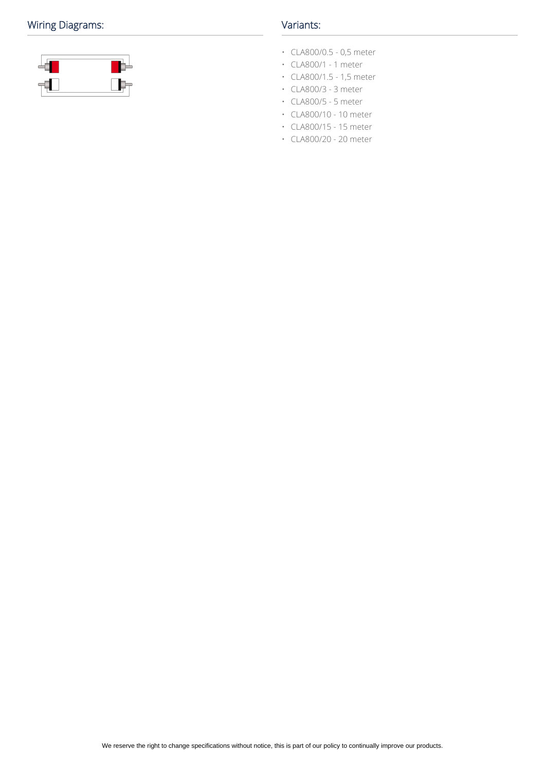## Wiring Diagrams:

## Variants:

- CLA800/0.5 - 0,5 meter
- CLA800/1 - 1 meter
- CLA800/1.5 - 1,5 meter
- CLA800/3 - 3 meter
- CLA800/5 - 5 meter
- CLA800/10 - 10 meter
- CLA800/15 - 15 meter
- CLA800/20 - 20 meter

We reserve the right to change specifications without notice, this is part of our policy to continually improve our products.